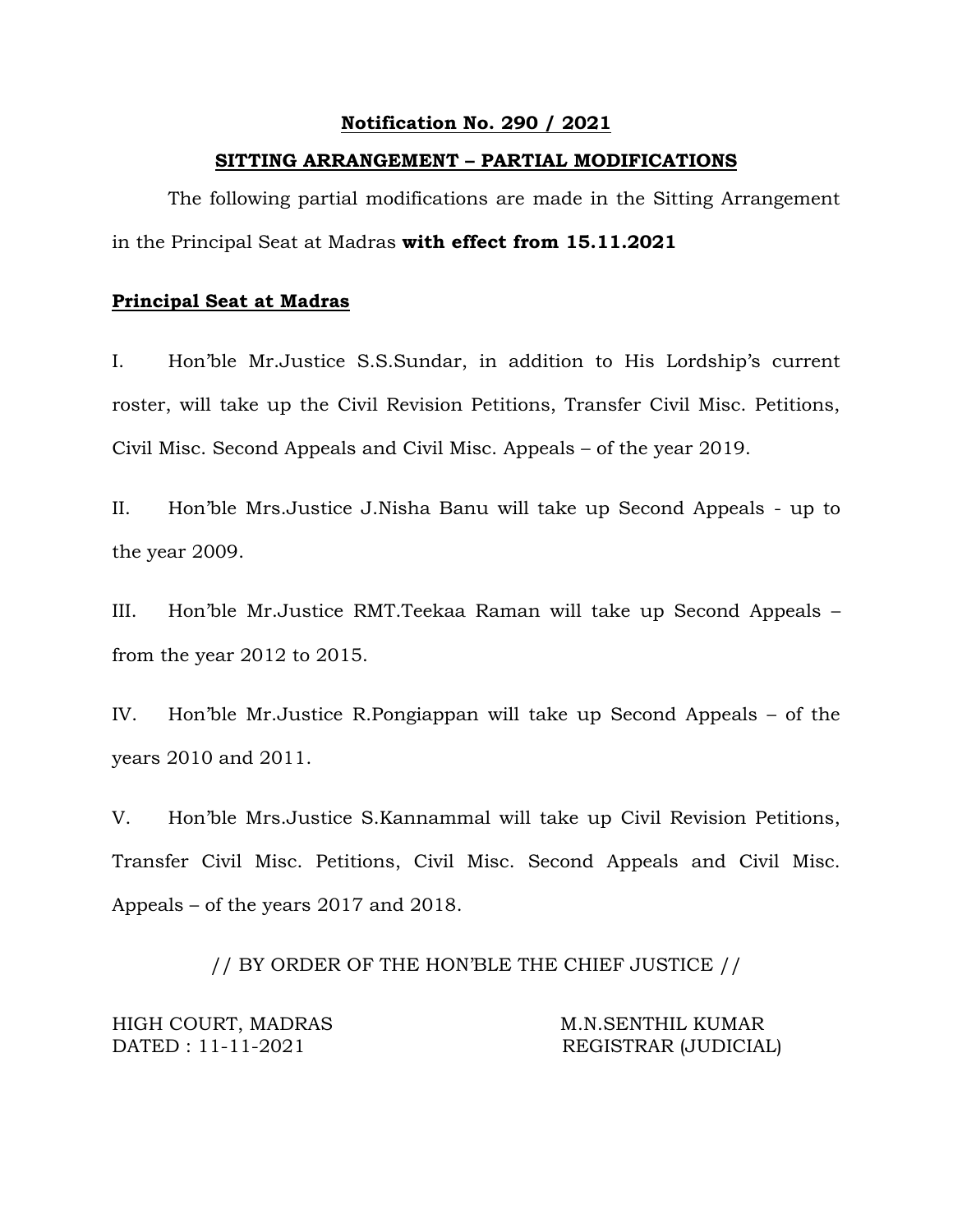## Notification No. 290 / 2021

### SITTING ARRANGEMENT – PARTIAL MODIFICATIONS

The following partial modifications are made in the Sitting Arrangement in the Principal Seat at Madras **with effect from 15.11.2021**

**Principal Seat at Madras**

I. Hon'ble Mr.Justice S.S.Sundar, in addition to His Lordship's current roster, will take up the Civil Revision Petitions, Transfer Civil Misc. Petitions, Civil Misc. Second Appeals and Civil Misc. Appeals – of the year 2019.

II. Hon'ble Mrs.Justice J.Nisha Banu will take up Second Appeals - up to the year 2009.

III. Hon'ble Mr.Justice RMT.Teekaa Raman will take up Second Appeals – from the year 2012 to 2015.

IV. Hon'ble Mr.Justice R.Pongiappan will take up Second Appeals – of the years 2010 and 2011.

V. Hon'ble Mrs.Justice S.Kannammal will take up Civil Revision Petitions, Transfer Civil Misc. Petitions, Civil Misc. Second Appeals and Civil Misc. Appeals – of the years 2017 and 2018.

// BY ORDER OF THE HON'BLE THE CHIEF JUSTICE //

HIGH COURT, MADRAS
DATED : 11-11-2021

M.N.SENTHIL KUMAR
REGISTRAR (JUDICIAL)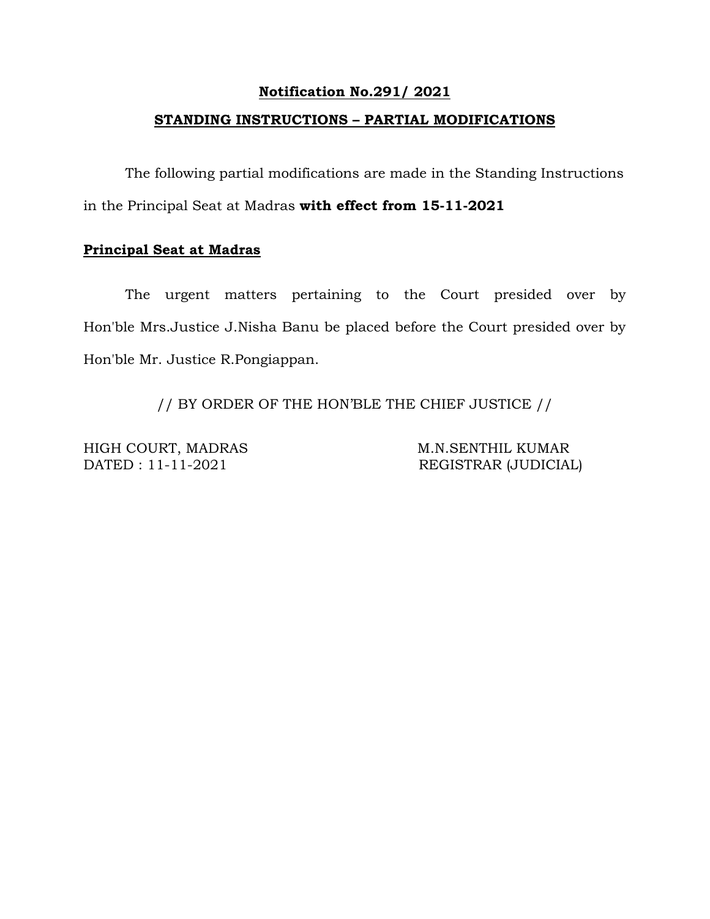**Notification No.291/ 2021**

**STANDING INSTRUCTIONS – PARTIAL MODIFICATIONS**

The following partial modifications are made in the Standing Instructions in the Principal Seat at Madras **with effect from 15-11-2021**

**Principal Seat at Madras**

The urgent matters pertaining to the Court presided over by Hon'ble Mrs.Justice J.Nisha Banu be placed before the Court presided over by Hon'ble Mr. Justice R.Pongiappan.

// BY ORDER OF THE HON'BLE THE CHIEF JUSTICE //

HIGH COURT, MADRAS
DATED : 11-11-2021

M.N.SENTHIL KUMAR
REGISTRAR (JUDICIAL)